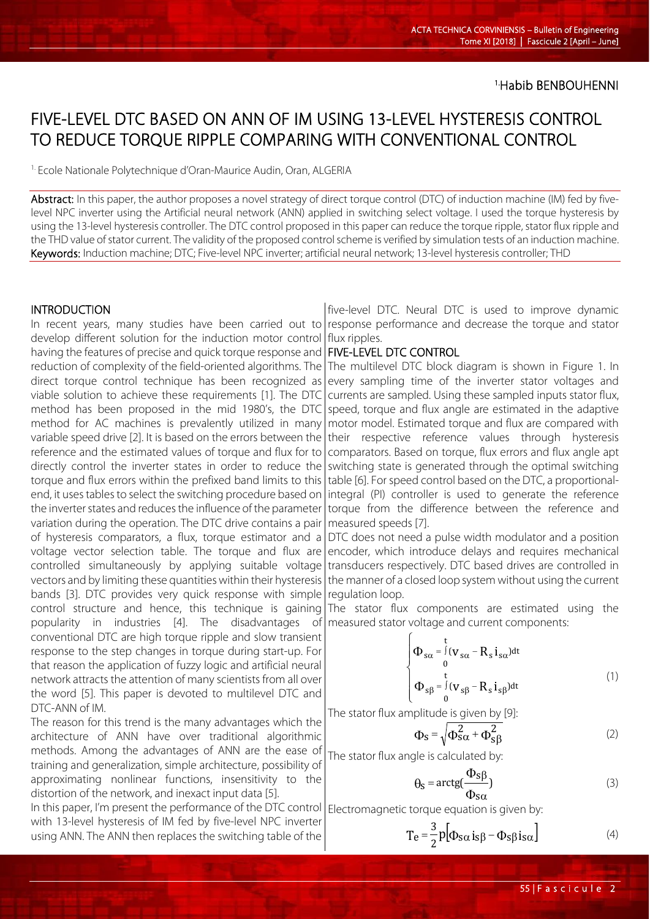[1.]Habib BENBOUHENNI

# FIVE-LEVEL DTC BASED ON ANN OF IM USING 13-LEVEL HYSTERESIS CONTROL TO REDUCE TORQUE RIPPLE COMPARING WITH CONVENTIONAL CONTROL

[1.] Ecole Nationale Polytechnique d'Oran-Maurice Audin, Oran, ALGERIA

**Abstract:** In this paper, the author proposes a novel strategy of direct torque control (DTC) of induction machine (IM) fed by five-level NPC inverter using the Artificial neural network (ANN) applied in switching select voltage. I used the torque hysteresis by using the 13-level hysteresis controller. The DTC control proposed in this paper can reduce the torque ripple, stator flux ripple and the THD value of stator current. The validity of the proposed control scheme is verified by simulation tests of an induction machine.

**Keywords:** Induction machine; DTC; Five-level NPC inverter; artificial neural network; 13-level hysteresis controller; THD

## INTRODUCTION

In recent years, many studies have been carried out to develop different solution for the induction motor control having the features of precise and quick torque response and reduction of complexity of the field-oriented algorithms. The direct torque control technique has been recognized as viable solution to achieve these requirements [1]. The DTC method has been proposed in the mid 1980's, the DTC method for AC machines is prevalently utilized in many variable speed drive [2]. It is based on the errors between the reference and the estimated values of torque and flux for to directly control the inverter states in order to reduce the torque and flux errors within the prefixed band limits to this end, it uses tables to select the switching procedure based on the inverter states and reduces the influence of the parameter variation during the operation. The DTC drive contains a pair of hysteresis comparators, a flux, torque estimator and a voltage vector selection table. The torque and flux are controlled simultaneously by applying suitable voltage vectors and by limiting these quantities within their hysteresis bands [3]. DTC provides very quick response with simple control structure and hence, this technique is gaining popularity in industries [4]. The disadvantages of conventional DTC are high torque ripple and slow transient response to the step changes in torque during start-up. For that reason the application of fuzzy logic and artificial neural network attracts the attention of many scientists from all over the word [5]. This paper is devoted to multilevel DTC and DTC-ANN of IM.

The reason for this trend is the many advantages which the architecture of ANN have over traditional algorithmic methods. Among the advantages of ANN are the ease of training and generalization, simple architecture, possibility of approximating nonlinear functions, insensitivity to the distortion of the network, and inexact input data [5].

In this paper, I'm present the performance of the DTC control with 13-level hysteresis of IM fed by five-level NPC inverter using ANN. The ANN then replaces the switching table of the five-level DTC. Neural DTC is used to improve dynamic response performance and decrease the torque and stator flux ripples.

## FIVE-LEVEL DTC CONTROL

The multilevel DTC block diagram is shown in Figure 1. In every sampling time of the inverter stator voltages and currents are sampled. Using these sampled inputs stator flux, speed, torque and flux angle are estimated in the adaptive motor model. Estimated torque and flux are compared with their respective reference values through hysteresis comparators. Based on torque, flux errors and flux angle apt switching state is generated through the optimal switching table [6]. For speed control based on the DTC, a proportional-integral (PI) controller is used to generate the reference torque from the difference between the reference and measured speeds [7].

DTC does not need a pulse width modulator and a position encoder, which introduce delays and requires mechanical transducers respectively. DTC based drives are controlled in the manner of a closed loop system without using the current regulation loop.

The stator flux components are estimated using the measured stator voltage and current components:

$$\begin{cases} \Phi_{s\alpha} = \int_0^t (v_{s\alpha} - R_s i_{s\alpha})dt \\ \Phi_{s\beta} = \int_0^t (v_{s\beta} - R_s i_{s\beta})dt \end{cases} \tag{1}$$

The stator flux amplitude is given by [9]:

$$\Phi_S = \sqrt{\Phi_{s\alpha}^2 + \Phi_{s\beta}^2} \tag{2}$$

The stator flux angle is calculated by:

$$\theta_S = \mathrm{arctg}\left(\frac{\Phi_{s\beta}}{\Phi_{s\alpha}}\right) \tag{3}$$

Electromagnetic torque equation is given by:

$$T_e = \frac{3}{2} p \left[\Phi_{s\alpha} i_{s\beta} - \Phi_{s\beta} i_{s\alpha}\right] \tag{4}$$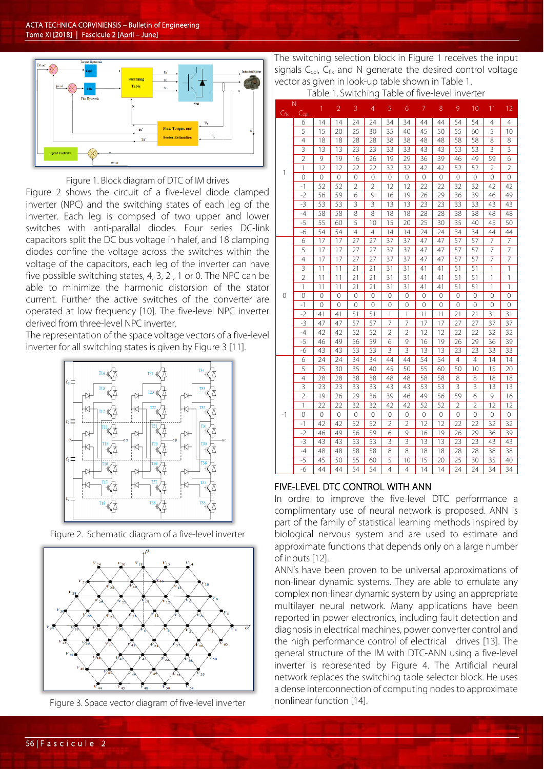Figure 1. Block diagram of DTC of IM drives

Figure 2 shows the circuit of a five-level diode clamped inverter (NPC) and the switching states of each leg of the inverter. Each leg is compsed of two upper and lower switches with anti-parallal diodes. Four series DC-link capacitors split the DC bus voltage in half, and 18 clamping diodes confine the voltage across the switches within the voltage of the capacitors, each leg of the inverter can have five possible switching states, 4, 3, 2 , 1 or 0. The NPC can be able to minimize the harmonic distorsion of the stator current. Further the active switches of the converter are operated at low frequency [10]. The five-level NPC inverter derived from three-level NPC inverter.

The representation of the space voltage vectors of a five-level inverter for all switching states is given by Figure 3 [11].

Figure 2. Schematic diagram of a five-level inverter

Figure 3. Space vector diagram of five-level inverter

The switching selection block in Figure 1 receives the input signals $C_{cpl}$, $C_{flx}$ and N generate the desired control voltage vector as given in look-up table shown in Table 1.

Table 1. Switching Table of five-level inverter

| $C_{flx}$ | $C_{cpl}$ \ N | 1 | 2 | 3 | 4 | 5 | 6 | 7 | 8 | 9 | 10 | 11 | 12 |
|---|---|---|---|---|---|---|---|---|---|---|---|---|---|
| 1 | 6 | 14 | 14 | 24 | 24 | 34 | 34 | 44 | 44 | 54 | 54 | 4 | 4 |
| | 5 | 15 | 20 | 25 | 30 | 35 | 40 | 45 | 50 | 55 | 60 | 5 | 10 |
| | 4 | 18 | 18 | 28 | 28 | 38 | 38 | 48 | 48 | 58 | 58 | 8 | 8 |
| | 3 | 13 | 13 | 23 | 23 | 33 | 33 | 43 | 43 | 53 | 53 | 3 | 3 |
| | 2 | 9 | 19 | 16 | 26 | 19 | 29 | 36 | 39 | 46 | 49 | 59 | 6 |
| | 1 | 12 | 12 | 22 | 22 | 32 | 32 | 42 | 42 | 52 | 52 | 2 | 2 |
| | 0 | 0 | 0 | 0 | 0 | 0 | 0 | 0 | 0 | 0 | 0 | 0 | 0 |
| | -1 | 52 | 52 | 2 | 2 | 12 | 12 | 22 | 22 | 32 | 32 | 42 | 42 |
| | -2 | 56 | 59 | 6 | 9 | 16 | 19 | 26 | 29 | 36 | 39 | 46 | 49 |
| | -3 | 53 | 53 | 3 | 3 | 13 | 13 | 23 | 23 | 33 | 33 | 43 | 43 |
| | -4 | 58 | 58 | 8 | 8 | 18 | 18 | 28 | 28 | 38 | 38 | 48 | 48 |
| | -5 | 55 | 60 | 5 | 10 | 15 | 20 | 25 | 30 | 35 | 40 | 45 | 50 |
| | -6 | 54 | 54 | 4 | 4 | 14 | 14 | 24 | 24 | 34 | 34 | 44 | 44 |
| 0 | 6 | 17 | 17 | 27 | 27 | 37 | 37 | 47 | 47 | 57 | 57 | 7 | 7 |
| | 5 | 17 | 17 | 27 | 27 | 37 | 37 | 47 | 47 | 57 | 57 | 7 | 7 |
| | 4 | 17 | 17 | 27 | 27 | 37 | 37 | 47 | 47 | 57 | 57 | 7 | 7 |
| | 3 | 11 | 11 | 21 | 21 | 31 | 31 | 41 | 41 | 51 | 51 | 1 | 1 |
| | 2 | 11 | 11 | 21 | 21 | 31 | 31 | 41 | 41 | 51 | 51 | 1 | 1 |
| | 1 | 11 | 11 | 21 | 21 | 31 | 31 | 41 | 41 | 51 | 51 | 1 | 1 |
| | 0 | 0 | 0 | 0 | 0 | 0 | 0 | 0 | 0 | 0 | 0 | 0 | 0 |
| | -1 | 0 | 0 | 0 | 0 | 0 | 0 | 0 | 0 | 0 | 0 | 0 | 0 |
| | -2 | 41 | 41 | 51 | 51 | 1 | 1 | 11 | 11 | 21 | 21 | 31 | 31 |
| | -3 | 47 | 47 | 57 | 57 | 7 | 7 | 17 | 17 | 27 | 27 | 37 | 37 |
| | -4 | 42 | 42 | 52 | 52 | 2 | 2 | 12 | 12 | 22 | 22 | 32 | 32 |
| | -5 | 46 | 49 | 56 | 59 | 6 | 9 | 16 | 19 | 26 | 29 | 36 | 39 |
| | -6 | 43 | 43 | 53 | 53 | 3 | 3 | 13 | 13 | 23 | 23 | 33 | 33 |
| -1 | 6 | 24 | 24 | 34 | 34 | 44 | 44 | 54 | 54 | 4 | 4 | 14 | 14 |
| | 5 | 25 | 30 | 35 | 40 | 45 | 50 | 55 | 60 | 50 | 10 | 15 | 20 |
| | 4 | 28 | 28 | 38 | 38 | 48 | 48 | 58 | 58 | 8 | 8 | 18 | 18 |
| | 3 | 23 | 23 | 33 | 33 | 43 | 43 | 53 | 53 | 3 | 3 | 13 | 13 |
| | 2 | 19 | 26 | 29 | 36 | 39 | 46 | 49 | 56 | 59 | 6 | 9 | 16 |
| | 1 | 22 | 22 | 32 | 32 | 42 | 42 | 52 | 52 | 2 | 2 | 12 | 12 |
| | 0 | 0 | 0 | 0 | 0 | 0 | 0 | 0 | 0 | 0 | 0 | 0 | 0 |
| | -1 | 42 | 42 | 52 | 52 | 2 | 2 | 12 | 12 | 22 | 22 | 32 | 32 |
| | -2 | 46 | 49 | 56 | 59 | 6 | 9 | 16 | 19 | 26 | 29 | 36 | 39 |
| | -3 | 43 | 43 | 53 | 53 | 3 | 3 | 13 | 13 | 23 | 23 | 43 | 43 |
| | -4 | 48 | 48 | 58 | 58 | 8 | 8 | 18 | 18 | 28 | 28 | 38 | 38 |
| | -5 | 45 | 50 | 55 | 60 | 5 | 10 | 15 | 20 | 25 | 30 | 35 | 40 |
| | -6 | 44 | 44 | 54 | 54 | 4 | 4 | 14 | 14 | 24 | 24 | 34 | 34 |

## FIVE-LEVEL DTC CONTROL WITH ANN

In ordre to improve the five-level DTC performance a complimentary use of neural network is proposed. ANN is part of the family of statistical learning methods inspired by biological nervous system and are used to estimate and approximate functions that depends only on a large number of inputs [12].

ANN's have been proven to be universal approximations of non-linear dynamic systems. They are able to emulate any complex non-linear dynamic system by using an appropriate multilayer neural network. Many applications have been reported in power electronics, including fault detection and diagnosis in electrical machines, power converter control and the high performance control of electrical drives [13]. The general structure of the IM with DTC-ANN using a five-level inverter is represented by Figure 4. The Artificial neural network replaces the switching table selector block. He uses a dense interconnection of computing nodes to approximate nonlinear function [14].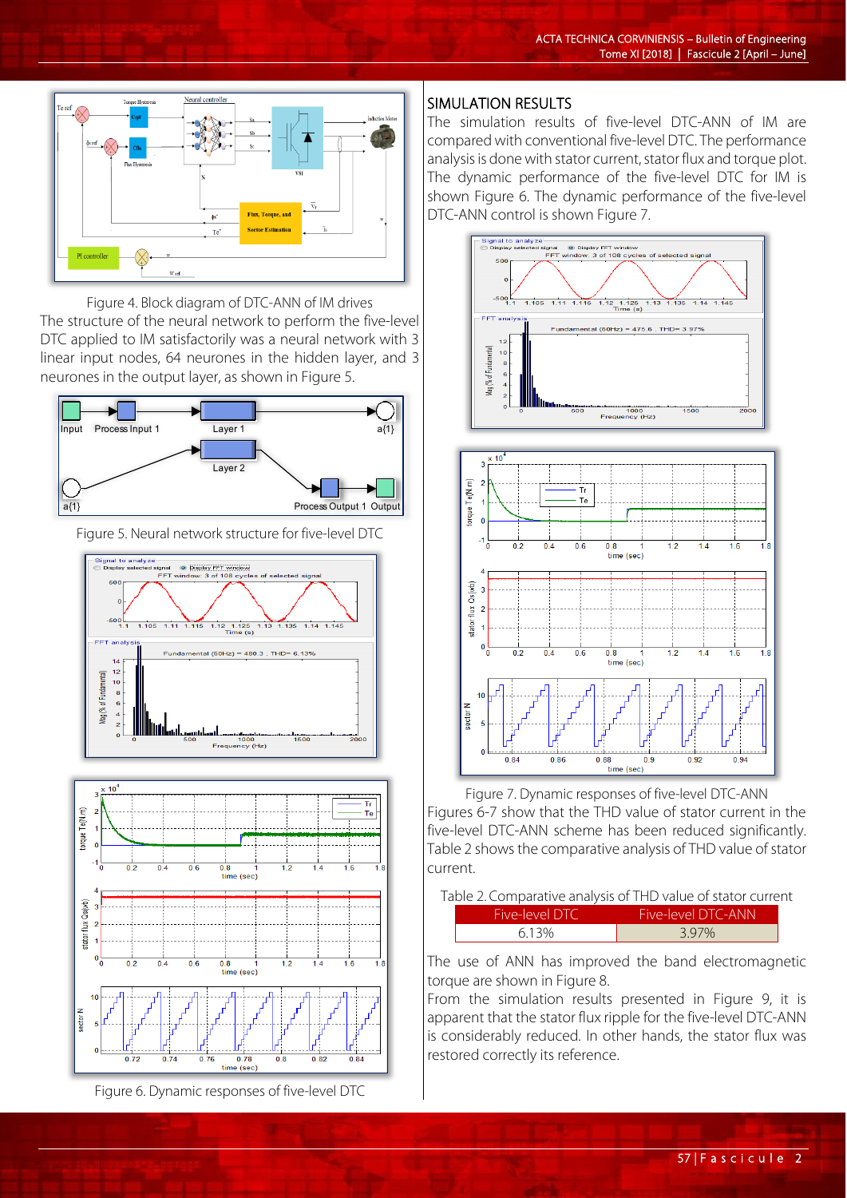Figure 4. Block diagram of DTC-ANN of IM drives

The structure of the neural network to perform the five-level DTC applied to IM satisfactorily was a neural network with 3 linear input nodes, 64 neurones in the hidden layer, and 3 neurones in the output layer, as shown in Figure 5.

Figure 5. Neural network structure for five-level DTC

Figure 6. Dynamic responses of five-level DTC

## SIMULATION RESULTS

The simulation results of five-level DTC-ANN of IM are compared with conventional five-level DTC. The performance analysis is done with stator current, stator flux and torque plot. The dynamic performance of the five-level DTC for IM is shown Figure 6. The dynamic performance of the five-level DTC-ANN control is shown Figure 7.

Figure 7. Dynamic responses of five-level DTC-ANN

Figures 6-7 show that the THD value of stator current in the five-level DTC-ANN scheme has been reduced significantly. Table 2 shows the comparative analysis of THD value of stator current.

Table 2. Comparative analysis of THD value of stator current

| Five-level DTC | Five-level DTC-ANN |
|---|---|
| 6.13% | 3.97% |

The use of ANN has improved the band electromagnetic torque are shown in Figure 8.

From the simulation results presented in Figure 9, it is apparent that the stator flux ripple for the five-level DTC-ANN is considerably reduced. In other hands, the stator flux was restored correctly its reference.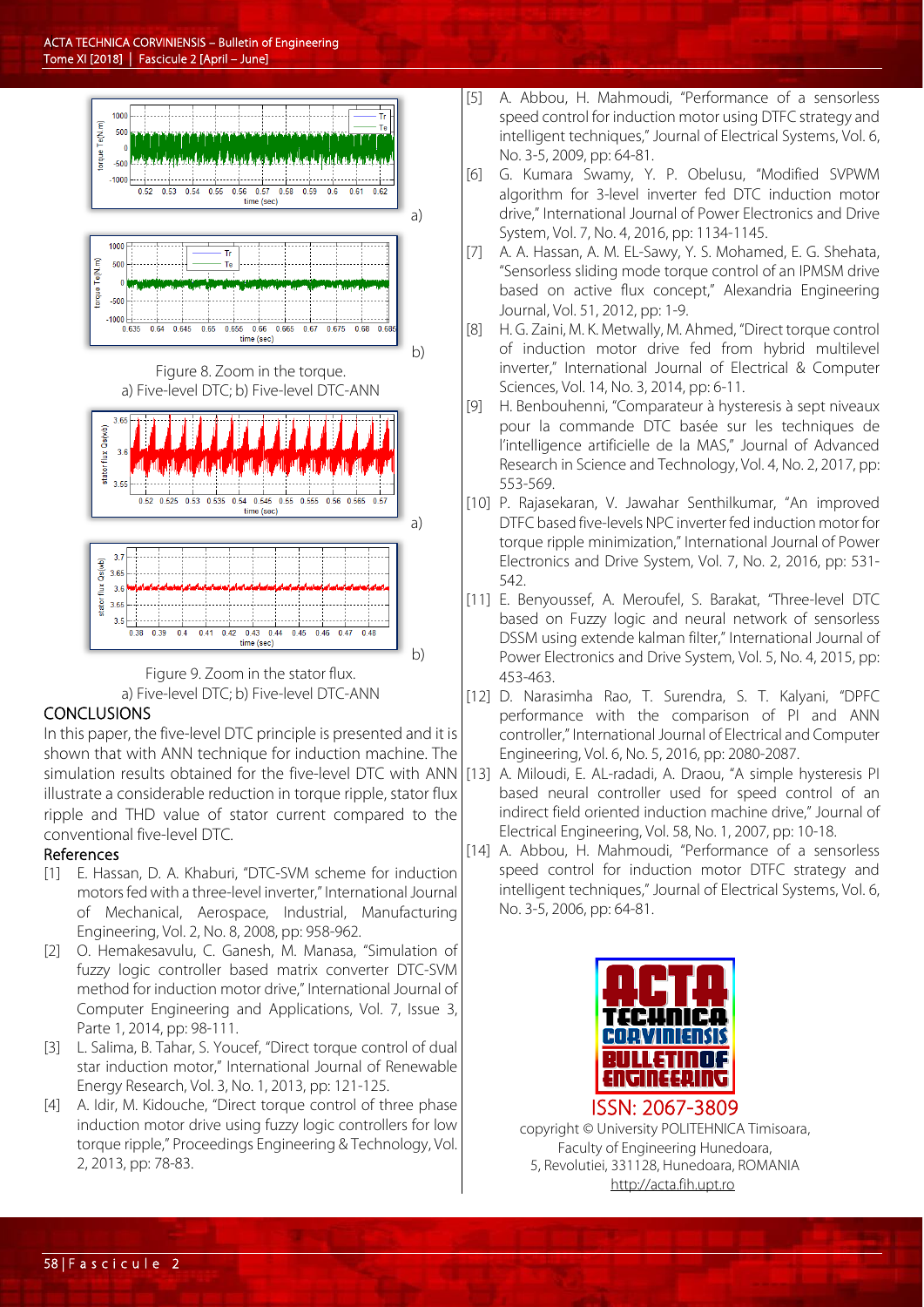torque Te(N.m)

1000
500
0
-500
-1000

0.52 0.53 0.54 0.55 0.56 0.57 0.58 0.59 0.6 0.61 0.62

time (sec)

Tr
Te

a)

torque Te(N.m)

1000
500
0
-500
-1000

0.635 0.64 0.645 0.65 0.655 0.66 0.665 0.67 0.675 0.68 0.685

time (sec)

Tr
Te

b)

Figure 8. Zoom in the torque.
a) Five-level DTC; b) Five-level DTC-ANN

stator flux Qs(wb)

3.65
3.6
3.55

0.52 0.525 0.53 0.535 0.54 0.545 0.55 0.555 0.56 0.565 0.57

time (sec)

a)

stator flux Qs(wb)

3.7
3.65
3.6
3.55
3.5

0.38 0.39 0.4 0.41 0.42 0.43 0.44 0.45 0.46 0.47 0.48

time (sec)

b)

Figure 9. Zoom in the stator flux.
a) Five-level DTC; b) Five-level DTC-ANN

## CONCLUSIONS

In this paper, the five-level DTC principle is presented and it is shown that with ANN technique for induction machine. The simulation results obtained for the five-level DTC with ANN illustrate a considerable reduction in torque ripple, stator flux ripple and THD value of stator current compared to the conventional five-level DTC.

### References

[1] E. Hassan, D. A. Khaburi, "DTC-SVM scheme for induction motors fed with a three-level inverter," International Journal of Mechanical, Aerospace, Industrial, Manufacturing Engineering, Vol. 2, No. 8, 2008, pp: 958-962.

[2] O. Hemakesavulu, C. Ganesh, M. Manasa, "Simulation of fuzzy logic controller based matrix converter DTC-SVM method for induction motor drive," International Journal of Computer Engineering and Applications, Vol. 7, Issue 3, Parte 1, 2014, pp: 98-111.

[3] L. Salima, B. Tahar, S. Youcef, "Direct torque control of dual star induction motor," International Journal of Renewable Energy Research, Vol. 3, No. 1, 2013, pp: 121-125.

[4] A. Idir, M. Kidouche, "Direct torque control of three phase induction motor drive using fuzzy logic controllers for low torque ripple," Proceedings Engineering & Technology, Vol. 2, 2013, pp: 78-83.

[5] A. Abbou, H. Mahmoudi, "Performance of a sensorless speed control for induction motor using DTFC strategy and intelligent techniques," Journal of Electrical Systems, Vol. 6, No. 3-5, 2009, pp: 64-81.

[6] G. Kumara Swamy, Y. P. Obelusu, "Modified SVPWM algorithm for 3-level inverter fed DTC induction motor drive," International Journal of Power Electronics and Drive System, Vol. 7, No. 4, 2016, pp: 1134-1145.

[7] A. A. Hassan, A. M. EL-Sawy, Y. S. Mohamed, E. G. Shehata, "Sensorless sliding mode torque control of an IPMSM drive based on active flux concept," Alexandria Engineering Journal, Vol. 51, 2012, pp: 1-9.

[8] H. G. Zaini, M. K. Metwally, M. Ahmed, "Direct torque control of induction motor drive fed from hybrid multilevel inverter," International Journal of Electrical & Computer Sciences, Vol. 14, No. 3, 2014, pp: 6-11.

[9] H. Benbouhenni, "Comparateur à hysteresis à sept niveaux pour la commande DTC basée sur les techniques de l'intelligence artificielle de la MAS," Journal of Advanced Research in Science and Technology, Vol. 4, No. 2, 2017, pp: 553-569.

[10] P. Rajasekaran, V. Jawahar Senthilkumar, "An improved DTFC based five-levels NPC inverter fed induction motor for torque ripple minimization," International Journal of Power Electronics and Drive System, Vol. 7, No. 2, 2016, pp: 531-542.

[11] E. Benyoussef, A. Meroufel, S. Barakat, "Three-level DTC based on Fuzzy logic and neural network of sensorless DSSM using extende kalman filter," International Journal of Power Electronics and Drive System, Vol. 5, No. 4, 2015, pp: 453-463.

[12] D. Narasimha Rao, T. Surendra, S. T. Kalyani, "DPFC performance with the comparison of PI and ANN controller," International Journal of Electrical and Computer Engineering, Vol. 6, No. 5, 2016, pp: 2080-2087.

[13] A. Miloudi, E. AL-radadi, A. Draou, "A simple hysteresis PI based neural controller used for speed control of an indirect field oriented induction machine drive," Journal of Electrical Engineering, Vol. 58, No. 1, 2007, pp: 10-18.

[14] A. Abbou, H. Mahmoudi, "Performance of a sensorless speed control for induction motor DTFC strategy and intelligent techniques," Journal of Electrical Systems, Vol. 6, No. 3-5, 2006, pp: 64-81.

ACTA TECHNICA CORVINIENSIS BULLETIN OF ENGINEERING

ISSN: 2067-3809

copyright © University POLITEHNICA Timisoara,
Faculty of Engineering Hunedoara,
5, Revolutiei, 331128, Hunedoara, ROMANIA
http://acta.fih.upt.ro